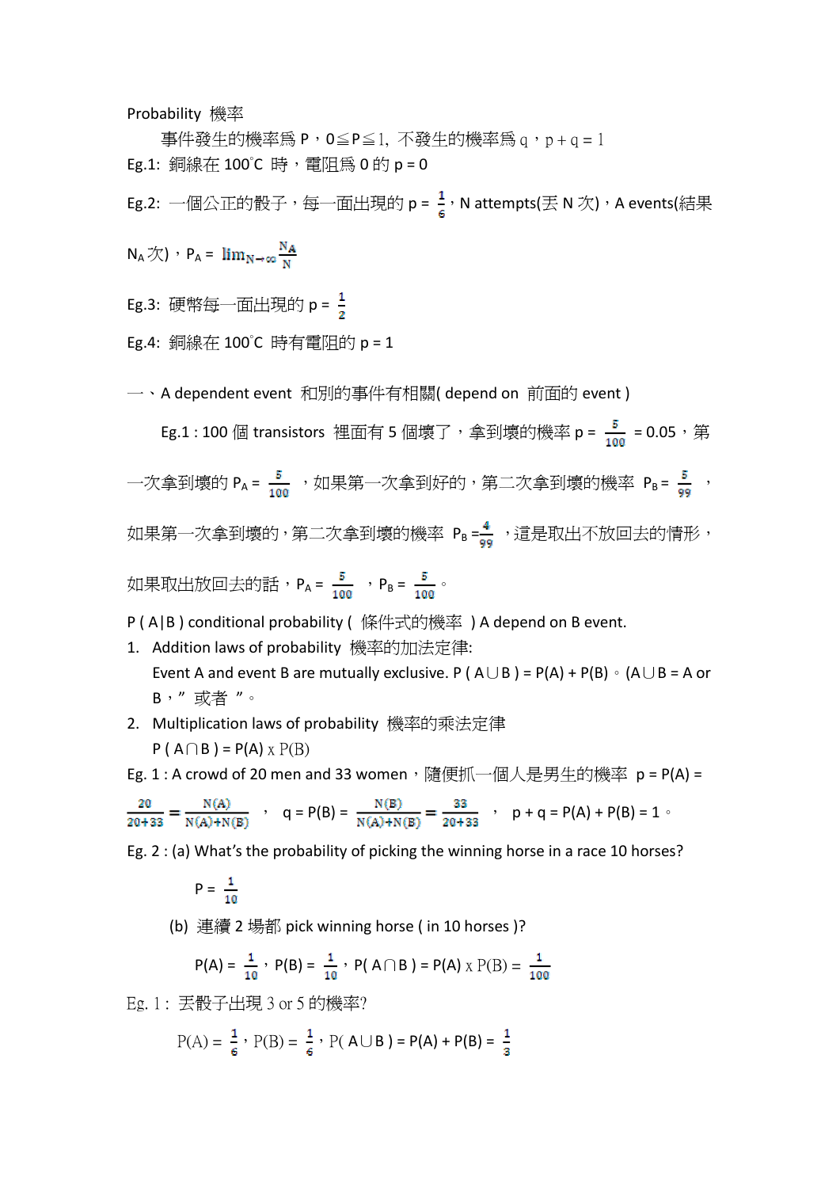Probability 機率

事件發生的機率爲 P，0≦P≦1, 不發生的機率爲 q，p + q = 1

Eg.1: 銅線在 100˚C 時，電阻爲 0 的 p = 0

Eg.2: 一個公正的骰子，每一面出現的 p = $\frac{1}{6}$，N attempts(丟 N 次)，A events(結果 $N_A$ 次)，$P_A = \lim_{N \to \infty} \frac{N_A}{N}$

Eg.3: 硬幣每一面出現的 p = $\frac{1}{2}$

Eg.4: 銅線在 100˚C 時有電阻的 p = 1

一、A dependent event 和別的事件有相關( depend on 前面的 event )

Eg.1 : 100 個 transistors 裡面有 5 個壞了，拿到壞的機率 p = $\frac{5}{100}$ = 0.05，第一次拿到壞的 $P_A = \frac{5}{100}$，如果第一次拿到好的，第二次拿到壞的機率 $P_B = \frac{5}{99}$，如果第一次拿到壞的，第二次拿到壞的機率 $P_B = \frac{4}{99}$，這是取出不放回去的情形，如果取出放回去的話，$P_A = \frac{5}{100}$，$P_B = \frac{5}{100}$。

P ( A|B ) conditional probability ( 條件式的機率 ) A depend on B event.

1. Addition laws of probability 機率的加法定律:
   Event A and event B are mutually exclusive. P ( A∪B ) = P(A) + P(B)。(A∪B = A or B，” 或者 ”。
2. Multiplication laws of probability 機率的乘法定律
   P ( A∩B ) = P(A) x P(B)

Eg. 1 : A crowd of 20 men and 33 women，隨便抓一個人是男生的機率 p = P(A) = $\frac{20}{20+33} = \frac{N(A)}{N(A)+N(B)}$ ， q = P(B) = $\frac{N(B)}{N(A)+N(B)} = \frac{33}{20+33}$ ， p + q = P(A) + P(B) = 1。

Eg. 2 : (a) What's the probability of picking the winning horse in a race 10 horses?

$$P = \frac{1}{10}$$

(b) 連續 2 場都 pick winning horse ( in 10 horses )?

$$P(A) = \frac{1}{10}，P(B) = \frac{1}{10}，P( A∩B ) = P(A) \times P(B) = \frac{1}{100}$$

Eg. 1 : 丟骰子出現 3 or 5 的機率?

$$P(A) = \frac{1}{6}，P(B) = \frac{1}{6}，P( A∪B ) = P(A) + P(B) = \frac{1}{3}$$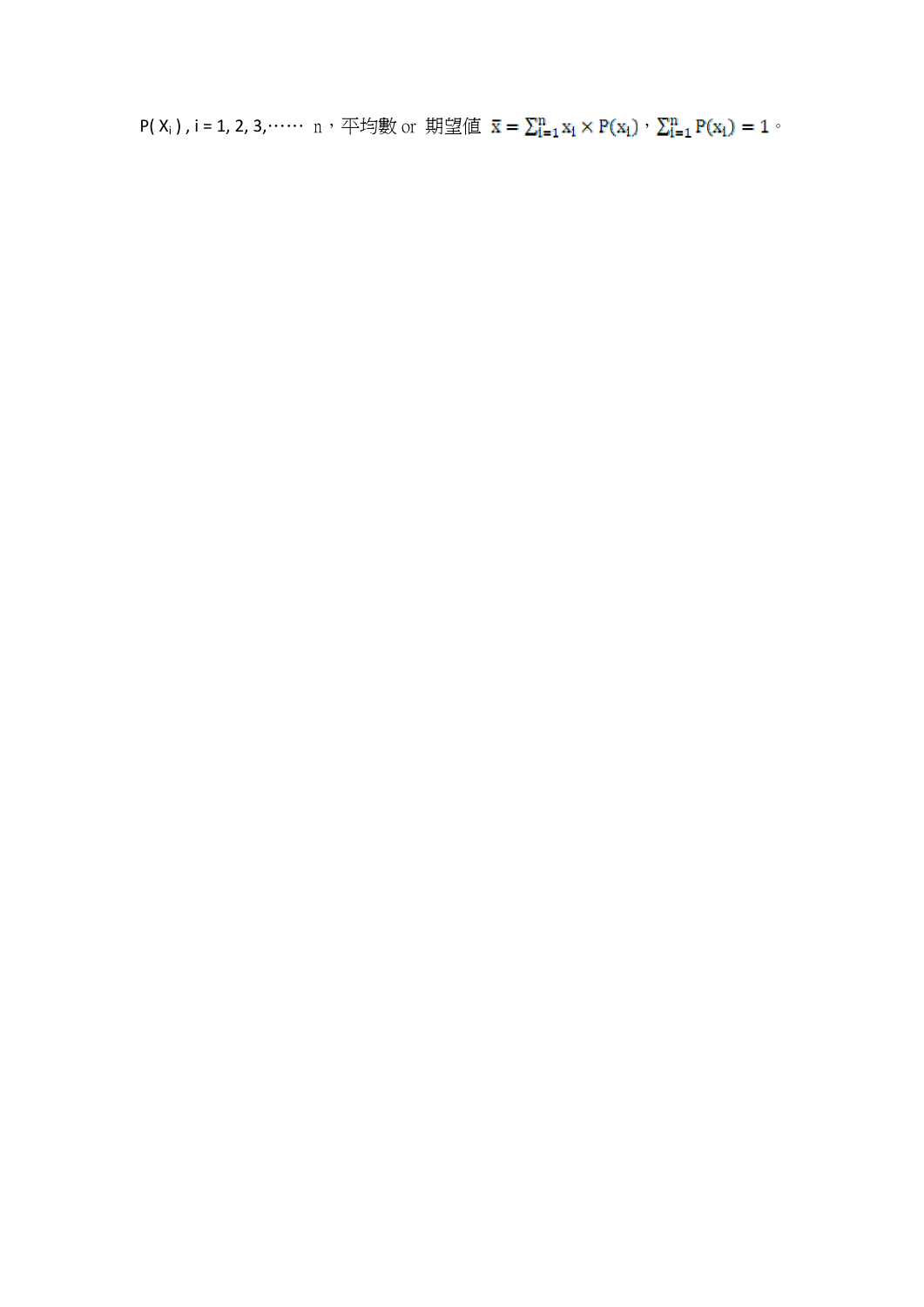$P(X_i)$, $i = 1, 2, 3, \cdots\cdots n$，平均數 or 期望值 $\bar{x} = \sum_{i=1}^{n} x_i \times P(x_i)$，$\sum_{i=1}^{n} P(x_i) = 1$。